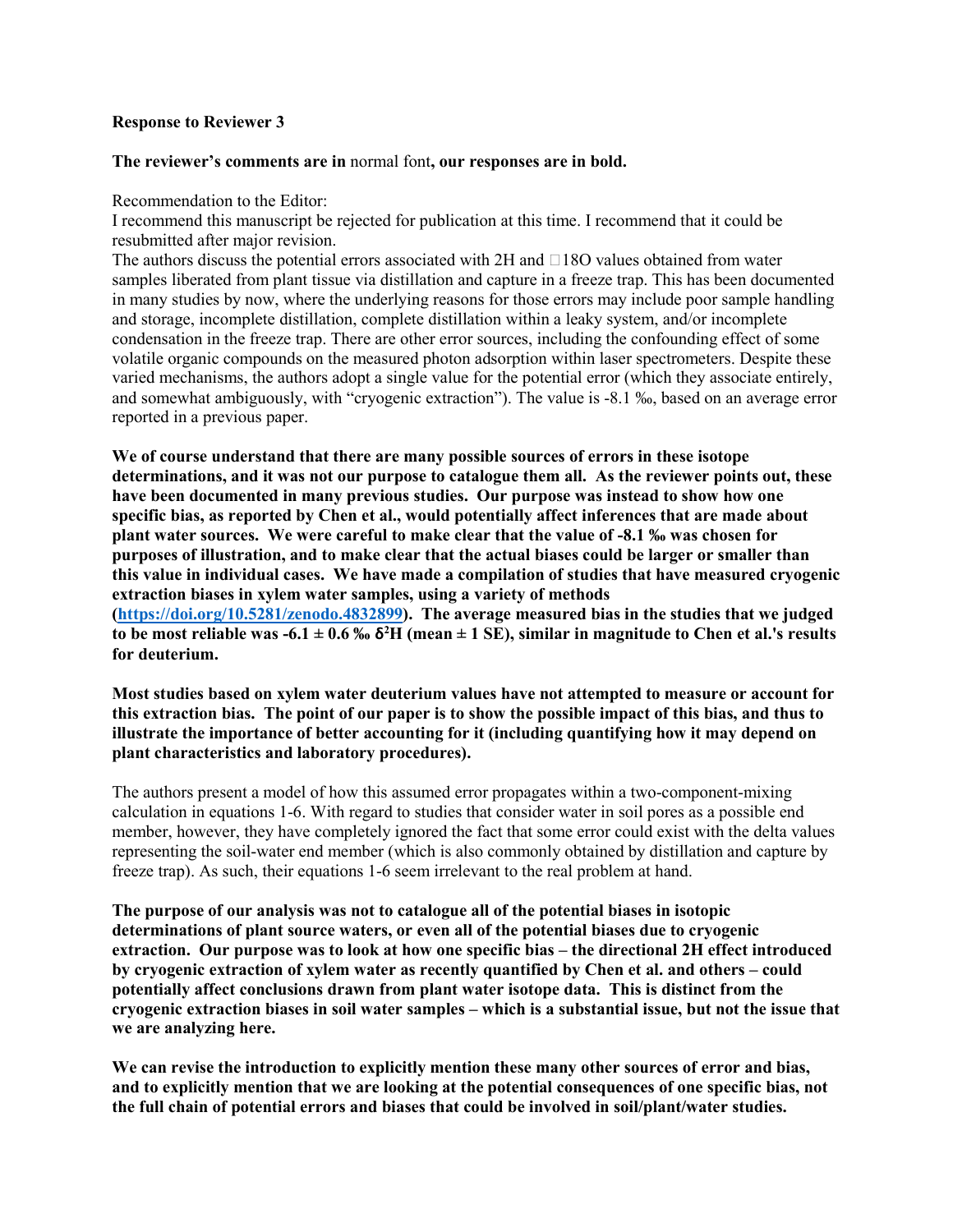**Response to Reviewer 3**

**The reviewer's comments are in** normal font**, our responses are in bold.**

Recommendation to the Editor:
I recommend this manuscript be rejected for publication at this time. I recommend that it could be resubmitted after major revision.
The authors discuss the potential errors associated with 2H and 18O values obtained from water samples liberated from plant tissue via distillation and capture in a freeze trap. This has been documented in many studies by now, where the underlying reasons for those errors may include poor sample handling and storage, incomplete distillation, complete distillation within a leaky system, and/or incomplete condensation in the freeze trap. There are other error sources, including the confounding effect of some volatile organic compounds on the measured photon adsorption within laser spectrometers. Despite these varied mechanisms, the authors adopt a single value for the potential error (which they associate entirely, and somewhat ambiguously, with "cryogenic extraction"). The value is -8.1 ‰, based on an average error reported in a previous paper.

**We of course understand that there are many possible sources of errors in these isotope determinations, and it was not our purpose to catalogue them all. As the reviewer points out, these have been documented in many previous studies. Our purpose was instead to show how one specific bias, as reported by Chen et al., would potentially affect inferences that are made about plant water sources. We were careful to make clear that the value of -8.1 ‰ was chosen for purposes of illustration, and to make clear that the actual biases could be larger or smaller than this value in individual cases. We have made a compilation of studies that have measured cryogenic extraction biases in xylem water samples, using a variety of methods (https://doi.org/10.5281/zenodo.4832899). The average measured bias in the studies that we judged to be most reliable was -6.1 ± 0.6 ‰ $\delta^2$H (mean ± 1 SE), similar in magnitude to Chen et al.'s results for deuterium.**

**Most studies based on xylem water deuterium values have not attempted to measure or account for this extraction bias. The point of our paper is to show the possible impact of this bias, and thus to illustrate the importance of better accounting for it (including quantifying how it may depend on plant characteristics and laboratory procedures).**

The authors present a model of how this assumed error propagates within a two-component-mixing calculation in equations 1-6. With regard to studies that consider water in soil pores as a possible end member, however, they have completely ignored the fact that some error could exist with the delta values representing the soil-water end member (which is also commonly obtained by distillation and capture by freeze trap). As such, their equations 1-6 seem irrelevant to the real problem at hand.

**The purpose of our analysis was not to catalogue all of the potential biases in isotopic determinations of plant source waters, or even all of the potential biases due to cryogenic extraction. Our purpose was to look at how one specific bias – the directional 2H effect introduced by cryogenic extraction of xylem water as recently quantified by Chen et al. and others – could potentially affect conclusions drawn from plant water isotope data. This is distinct from the cryogenic extraction biases in soil water samples – which is a substantial issue, but not the issue that we are analyzing here.**

**We can revise the introduction to explicitly mention these many other sources of error and bias, and to explicitly mention that we are looking at the potential consequences of one specific bias, not the full chain of potential errors and biases that could be involved in soil/plant/water studies.**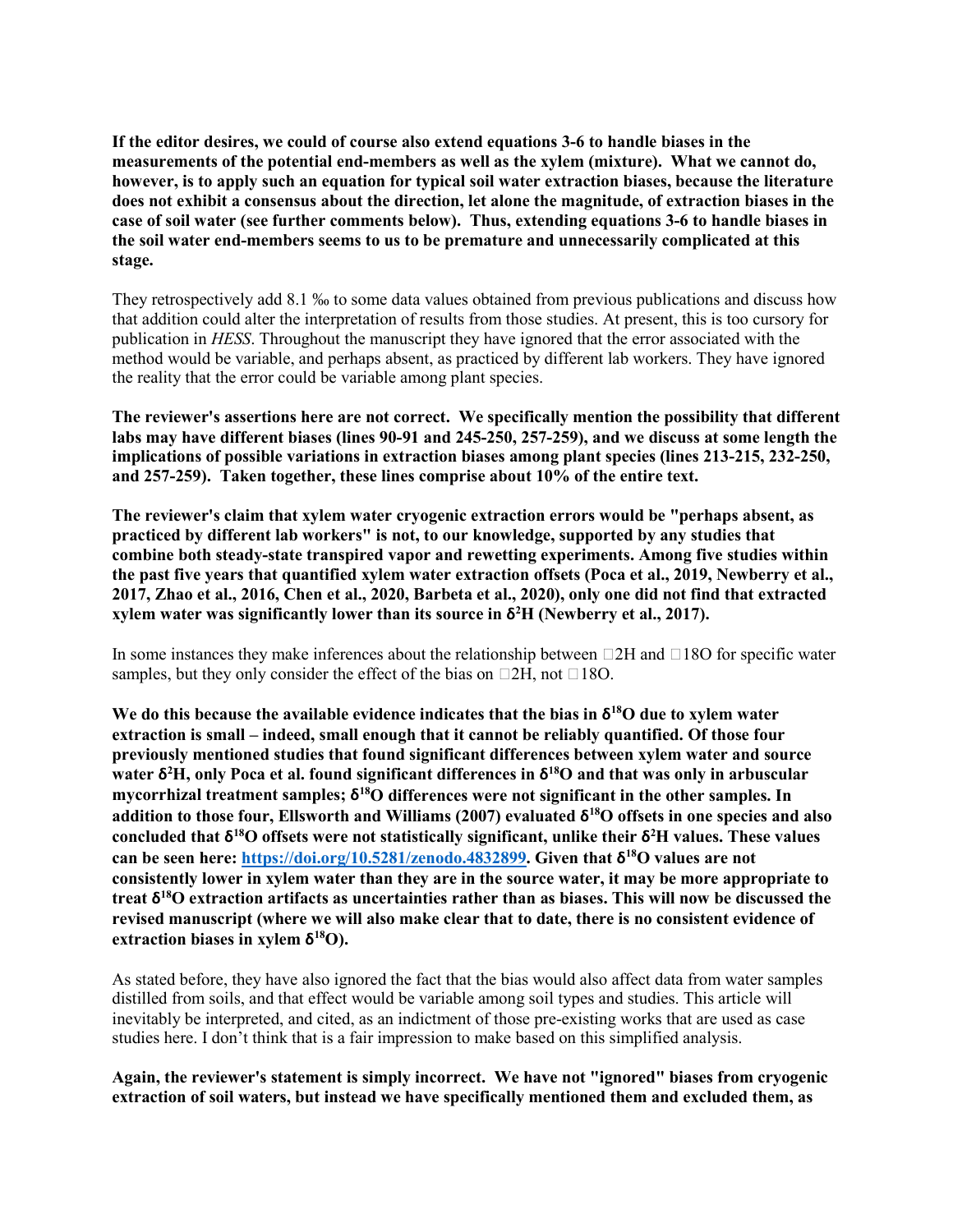**If the editor desires, we could of course also extend equations 3-6 to handle biases in the measurements of the potential end-members as well as the xylem (mixture). What we cannot do, however, is to apply such an equation for typical soil water extraction biases, because the literature does not exhibit a consensus about the direction, let alone the magnitude, of extraction biases in the case of soil water (see further comments below). Thus, extending equations 3-6 to handle biases in the soil water end-members seems to us to be premature and unnecessarily complicated at this stage.**

They retrospectively add 8.1 ‰ to some data values obtained from previous publications and discuss how that addition could alter the interpretation of results from those studies. At present, this is too cursory for publication in *HESS*. Throughout the manuscript they have ignored that the error associated with the method would be variable, and perhaps absent, as practiced by different lab workers. They have ignored the reality that the error could be variable among plant species.

**The reviewer's assertions here are not correct. We specifically mention the possibility that different labs may have different biases (lines 90-91 and 245-250, 257-259), and we discuss at some length the implications of possible variations in extraction biases among plant species (lines 213-215, 232-250, and 257-259). Taken together, these lines comprise about 10% of the entire text.**

**The reviewer's claim that xylem water cryogenic extraction errors would be "perhaps absent, as practiced by different lab workers" is not, to our knowledge, supported by any studies that combine both steady-state transpired vapor and rewetting experiments. Among five studies within the past five years that quantified xylem water extraction offsets (Poca et al., 2019, Newberry et al., 2017, Zhao et al., 2016, Chen et al., 2020, Barbeta et al., 2020), only one did not find that extracted xylem water was significantly lower than its source in $\delta^2H$ (Newberry et al., 2017).**

In some instances they make inferences about the relationship between $\delta^2H$ and $\delta^{18}O$ for specific water samples, but they only consider the effect of the bias on $\delta^2H$, not $\delta^{18}O$.

**We do this because the available evidence indicates that the bias in $\delta^{18}O$ due to xylem water extraction is small – indeed, small enough that it cannot be reliably quantified. Of those four previously mentioned studies that found significant differences between xylem water and source water $\delta^2H$, only Poca et al. found significant differences in $\delta^{18}O$ and that was only in arbuscular mycorrhizal treatment samples; $\delta^{18}O$ differences were not significant in the other samples. In addition to those four, Ellsworth and Williams (2007) evaluated $\delta^{18}O$ offsets in one species and also concluded that $\delta^{18}O$ offsets were not statistically significant, unlike their $\delta^2H$ values. These values can be seen here: [https://doi.org/10.5281/zenodo.4832899](https://doi.org/10.5281/zenodo.4832899). Given that $\delta^{18}O$ values are not consistently lower in xylem water than they are in the source water, it may be more appropriate to treat $\delta^{18}O$ extraction artifacts as uncertainties rather than as biases. This will now be discussed the revised manuscript (where we will also make clear that to date, there is no consistent evidence of extraction biases in xylem $\delta^{18}O$).**

As stated before, they have also ignored the fact that the bias would also affect data from water samples distilled from soils, and that effect would be variable among soil types and studies. This article will inevitably be interpreted, and cited, as an indictment of those pre-existing works that are used as case studies here. I don't think that is a fair impression to make based on this simplified analysis.

**Again, the reviewer's statement is simply incorrect. We have not "ignored" biases from cryogenic extraction of soil waters, but instead we have specifically mentioned them and excluded them, as**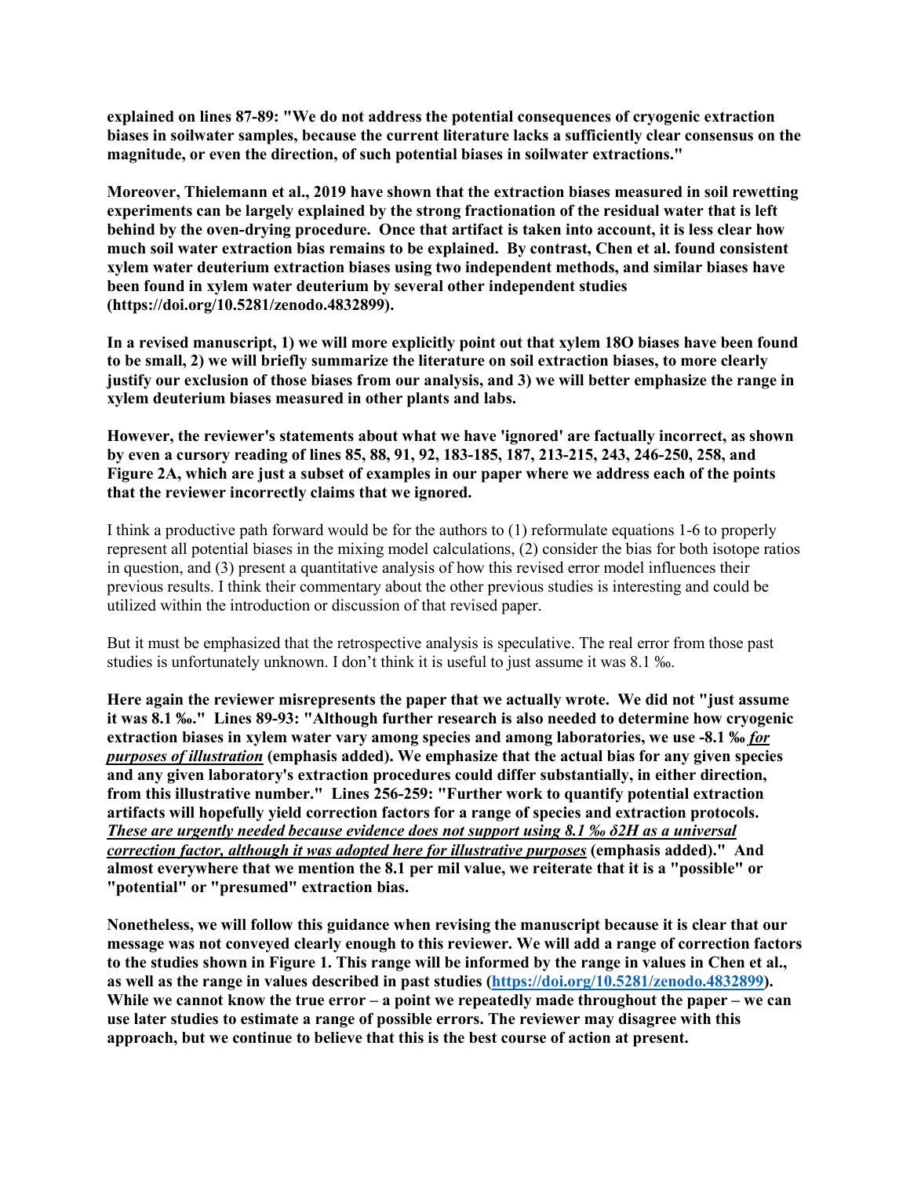**explained on lines 87-89: "We do not address the potential consequences of cryogenic extraction biases in soilwater samples, because the current literature lacks a sufficiently clear consensus on the magnitude, or even the direction, of such potential biases in soilwater extractions."**

**Moreover, Thielemann et al., 2019 have shown that the extraction biases measured in soil rewetting experiments can be largely explained by the strong fractionation of the residual water that is left behind by the oven-drying procedure. Once that artifact is taken into account, it is less clear how much soil water extraction bias remains to be explained. By contrast, Chen et al. found consistent xylem water deuterium extraction biases using two independent methods, and similar biases have been found in xylem water deuterium by several other independent studies (https://doi.org/10.5281/zenodo.4832899).**

**In a revised manuscript, 1) we will more explicitly point out that xylem 18O biases have been found to be small, 2) we will briefly summarize the literature on soil extraction biases, to more clearly justify our exclusion of those biases from our analysis, and 3) we will better emphasize the range in xylem deuterium biases measured in other plants and labs.**

**However, the reviewer's statements about what we have 'ignored' are factually incorrect, as shown by even a cursory reading of lines 85, 88, 91, 92, 183-185, 187, 213-215, 243, 246-250, 258, and Figure 2A, which are just a subset of examples in our paper where we address each of the points that the reviewer incorrectly claims that we ignored.**

I think a productive path forward would be for the authors to (1) reformulate equations 1-6 to properly represent all potential biases in the mixing model calculations, (2) consider the bias for both isotope ratios in question, and (3) present a quantitative analysis of how this revised error model influences their previous results. I think their commentary about the other previous studies is interesting and could be utilized within the introduction or discussion of that revised paper.

But it must be emphasized that the retrospective analysis is speculative. The real error from those past studies is unfortunately unknown. I don't think it is useful to just assume it was 8.1 ‰.

**Here again the reviewer misrepresents the paper that we actually wrote. We did not "just assume it was 8.1 ‰." Lines 89-93: "Although further research is also needed to determine how cryogenic extraction biases in xylem water vary among species and among laboratories, we use -8.1 ‰ *<u>for purposes of illustration</u>* (emphasis added). We emphasize that the actual bias for any given species and any given laboratory's extraction procedures could differ substantially, in either direction, from this illustrative number." Lines 256-259: "Further work to quantify potential extraction artifacts will hopefully yield correction factors for a range of species and extraction protocols. *<u>These are urgently needed because evidence does not support using 8.1 ‰ δ2H as a universal correction factor, although it was adopted here for illustrative purposes</u>* (emphasis added)." And almost everywhere that we mention the 8.1 per mil value, we reiterate that it is a "possible" or "potential" or "presumed" extraction bias.**

**Nonetheless, we will follow this guidance when revising the manuscript because it is clear that our message was not conveyed clearly enough to this reviewer. We will add a range of correction factors to the studies shown in Figure 1. This range will be informed by the range in values in Chen et al., as well as the range in values described in past studies ([https://doi.org/10.5281/zenodo.4832899](https://doi.org/10.5281/zenodo.4832899)). While we cannot know the true error – a point we repeatedly made throughout the paper – we can use later studies to estimate a range of possible errors. The reviewer may disagree with this approach, but we continue to believe that this is the best course of action at present.**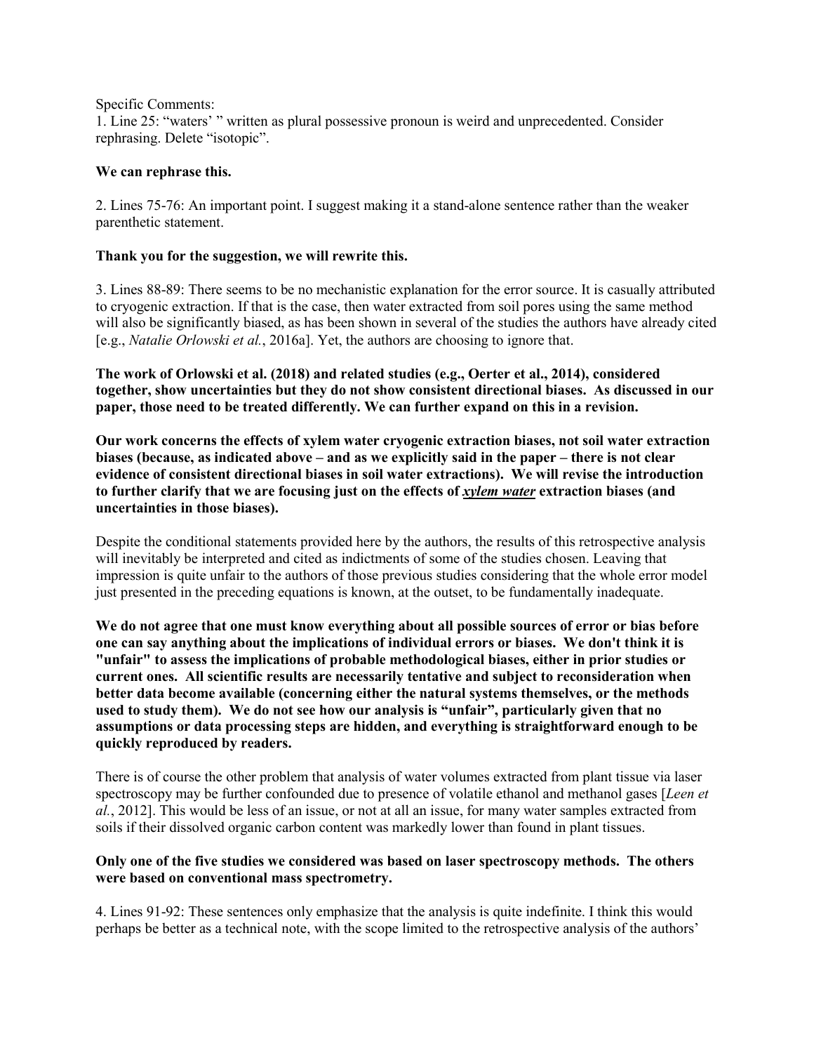Specific Comments:

1. Line 25: "waters' " written as plural possessive pronoun is weird and unprecedented. Consider rephrasing. Delete "isotopic".

**We can rephrase this.**

2. Lines 75-76: An important point. I suggest making it a stand-alone sentence rather than the weaker parenthetic statement.

**Thank you for the suggestion, we will rewrite this.**

3. Lines 88-89: There seems to be no mechanistic explanation for the error source. It is casually attributed to cryogenic extraction. If that is the case, then water extracted from soil pores using the same method will also be significantly biased, as has been shown in several of the studies the authors have already cited [e.g., *Natalie Orlowski et al.*, 2016a]. Yet, the authors are choosing to ignore that.

**The work of Orlowski et al. (2018) and related studies (e.g., Oerter et al., 2014), considered together, show uncertainties but they do not show consistent directional biases. As discussed in our paper, those need to be treated differently. We can further expand on this in a revision.**

**Our work concerns the effects of xylem water cryogenic extraction biases, not soil water extraction biases (because, as indicated above – and as we explicitly said in the paper – there is not clear evidence of consistent directional biases in soil water extractions). We will revise the introduction to further clarify that we are focusing just on the effects of _**xylem water**_ extraction biases (and uncertainties in those biases).**

Despite the conditional statements provided here by the authors, the results of this retrospective analysis will inevitably be interpreted and cited as indictments of some of the studies chosen. Leaving that impression is quite unfair to the authors of those previous studies considering that the whole error model just presented in the preceding equations is known, at the outset, to be fundamentally inadequate.

**We do not agree that one must know everything about all possible sources of error or bias before one can say anything about the implications of individual errors or biases. We don't think it is "unfair" to assess the implications of probable methodological biases, either in prior studies or current ones. All scientific results are necessarily tentative and subject to reconsideration when better data become available (concerning either the natural systems themselves, or the methods used to study them). We do not see how our analysis is "unfair", particularly given that no assumptions or data processing steps are hidden, and everything is straightforward enough to be quickly reproduced by readers.**

There is of course the other problem that analysis of water volumes extracted from plant tissue via laser spectroscopy may be further confounded due to presence of volatile ethanol and methanol gases [*Leen et al.*, 2012]. This would be less of an issue, or not at all an issue, for many water samples extracted from soils if their dissolved organic carbon content was markedly lower than found in plant tissues.

**Only one of the five studies we considered was based on laser spectroscopy methods. The others were based on conventional mass spectrometry.**

4. Lines 91-92: These sentences only emphasize that the analysis is quite indefinite. I think this would perhaps be better as a technical note, with the scope limited to the retrospective analysis of the authors'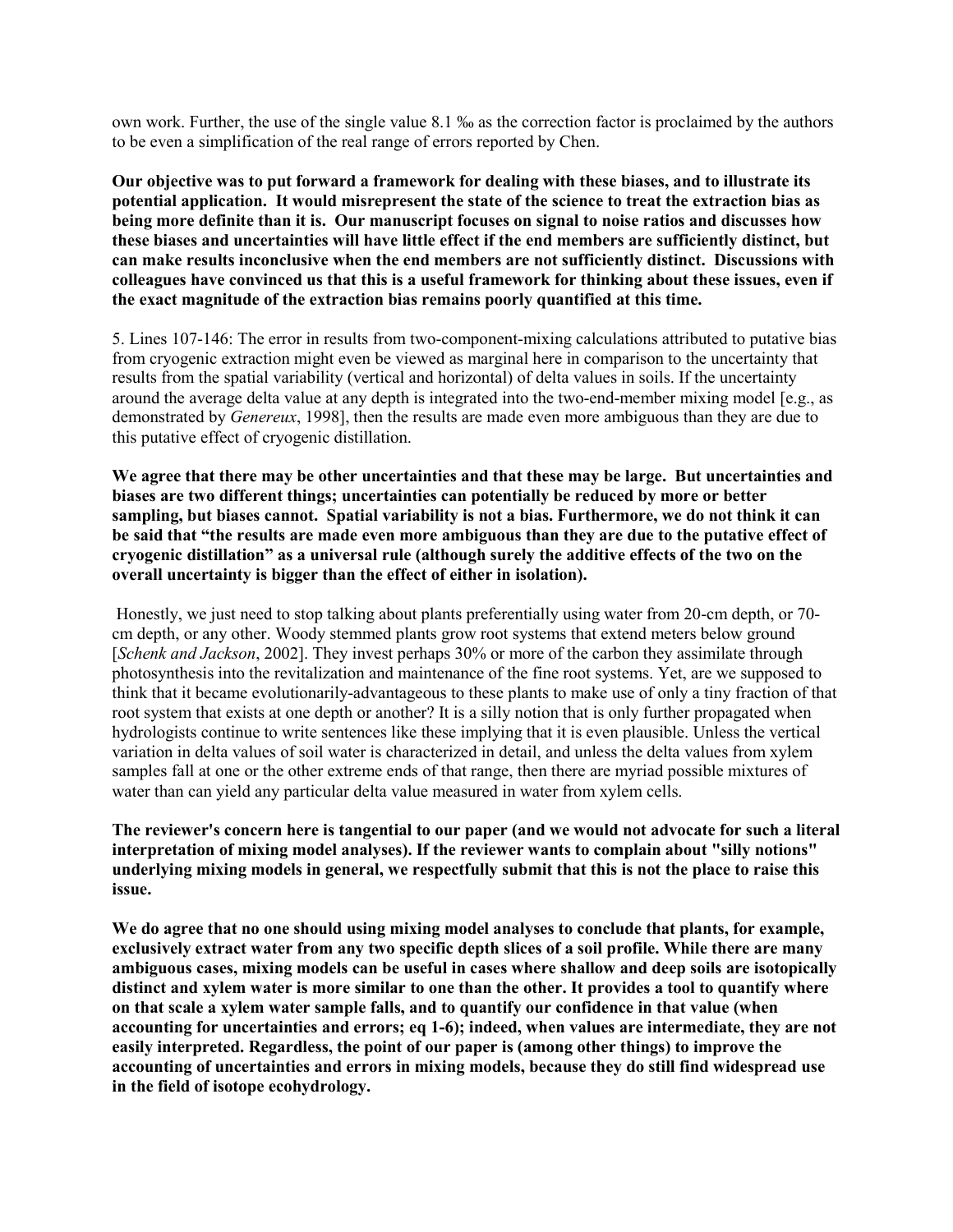own work. Further, the use of the single value 8.1 ‰ as the correction factor is proclaimed by the authors to be even a simplification of the real range of errors reported by Chen.

**Our objective was to put forward a framework for dealing with these biases, and to illustrate its potential application. It would misrepresent the state of the science to treat the extraction bias as being more definite than it is. Our manuscript focuses on signal to noise ratios and discusses how these biases and uncertainties will have little effect if the end members are sufficiently distinct, but can make results inconclusive when the end members are not sufficiently distinct. Discussions with colleagues have convinced us that this is a useful framework for thinking about these issues, even if the exact magnitude of the extraction bias remains poorly quantified at this time.**

5. Lines 107-146: The error in results from two-component-mixing calculations attributed to putative bias from cryogenic extraction might even be viewed as marginal here in comparison to the uncertainty that results from the spatial variability (vertical and horizontal) of delta values in soils. If the uncertainty around the average delta value at any depth is integrated into the two-end-member mixing model [e.g., as demonstrated by *Genereux*, 1998], then the results are made even more ambiguous than they are due to this putative effect of cryogenic distillation.

**We agree that there may be other uncertainties and that these may be large. But uncertainties and biases are two different things; uncertainties can potentially be reduced by more or better sampling, but biases cannot. Spatial variability is not a bias. Furthermore, we do not think it can be said that "the results are made even more ambiguous than they are due to the putative effect of cryogenic distillation" as a universal rule (although surely the additive effects of the two on the overall uncertainty is bigger than the effect of either in isolation).**

Honestly, we just need to stop talking about plants preferentially using water from 20-cm depth, or 70-cm depth, or any other. Woody stemmed plants grow root systems that extend meters below ground [*Schenk and Jackson*, 2002]. They invest perhaps 30% or more of the carbon they assimilate through photosynthesis into the revitalization and maintenance of the fine root systems. Yet, are we supposed to think that it became evolutionarily-advantageous to these plants to make use of only a tiny fraction of that root system that exists at one depth or another? It is a silly notion that is only further propagated when hydrologists continue to write sentences like these implying that it is even plausible. Unless the vertical variation in delta values of soil water is characterized in detail, and unless the delta values from xylem samples fall at one or the other extreme ends of that range, then there are myriad possible mixtures of water than can yield any particular delta value measured in water from xylem cells.

**The reviewer's concern here is tangential to our paper (and we would not advocate for such a literal interpretation of mixing model analyses). If the reviewer wants to complain about "silly notions" underlying mixing models in general, we respectfully submit that this is not the place to raise this issue.**

**We do agree that no one should using mixing model analyses to conclude that plants, for example, exclusively extract water from any two specific depth slices of a soil profile. While there are many ambiguous cases, mixing models can be useful in cases where shallow and deep soils are isotopically distinct and xylem water is more similar to one than the other. It provides a tool to quantify where on that scale a xylem water sample falls, and to quantify our confidence in that value (when accounting for uncertainties and errors; eq 1-6); indeed, when values are intermediate, they are not easily interpreted. Regardless, the point of our paper is (among other things) to improve the accounting of uncertainties and errors in mixing models, because they do still find widespread use in the field of isotope ecohydrology.**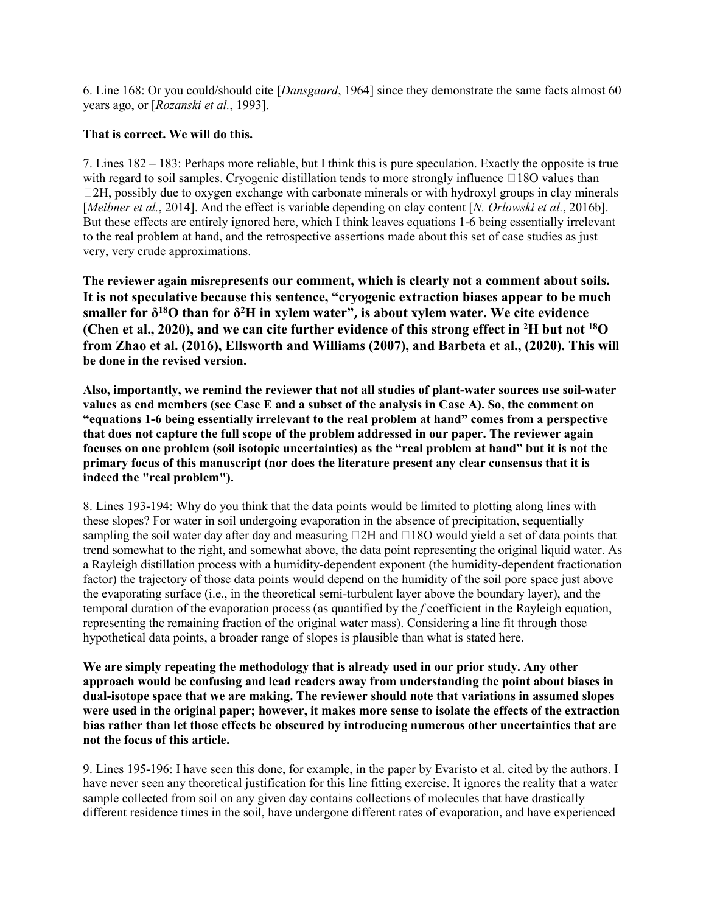6. Line 168: Or you could/should cite [*Dansgaard*, 1964] since they demonstrate the same facts almost 60 years ago, or [*Rozanski et al.*, 1993].

**That is correct. We will do this.**

7. Lines 182 – 183: Perhaps more reliable, but I think this is pure speculation. Exactly the opposite is true with regard to soil samples. Cryogenic distillation tends to more strongly influence 18O values than 2H, possibly due to oxygen exchange with carbonate minerals or with hydroxyl groups in clay minerals [*Meißner et al.*, 2014]. And the effect is variable depending on clay content [*N. Orlowski et al.*, 2016b]. But these effects are entirely ignored here, which I think leaves equations 1-6 being essentially irrelevant to the real problem at hand, and the retrospective assertions made about this set of case studies as just very, very crude approximations.

**The reviewer again misrepresents our comment, which is clearly not a comment about soils. It is not speculative because this sentence, "cryogenic extraction biases appear to be much smaller for $\delta^{18}O$ than for $\delta^{2}H$ in xylem water", is about xylem water. We cite evidence (Chen et al., 2020), and we can cite further evidence of this strong effect in $^{2}H$ but not $^{18}O$ from Zhao et al. (2016), Ellsworth and Williams (2007), and Barbeta et al., (2020). This will be done in the revised version.**

**Also, importantly, we remind the reviewer that not all studies of plant-water sources use soil-water values as end members (see Case E and a subset of the analysis in Case A). So, the comment on "equations 1-6 being essentially irrelevant to the real problem at hand" comes from a perspective that does not capture the full scope of the problem addressed in our paper. The reviewer again focuses on one problem (soil isotopic uncertainties) as the "real problem at hand" but it is not the primary focus of this manuscript (nor does the literature present any clear consensus that it is indeed the "real problem").**

8. Lines 193-194: Why do you think that the data points would be limited to plotting along lines with these slopes? For water in soil undergoing evaporation in the absence of precipitation, sequentially sampling the soil water day after day and measuring 2H and 18O would yield a set of data points that trend somewhat to the right, and somewhat above, the data point representing the original liquid water. As a Rayleigh distillation process with a humidity-dependent exponent (the humidity-dependent fractionation factor) the trajectory of those data points would depend on the humidity of the soil pore space just above the evaporating surface (i.e., in the theoretical semi-turbulent layer above the boundary layer), and the temporal duration of the evaporation process (as quantified by the *f* coefficient in the Rayleigh equation, representing the remaining fraction of the original water mass). Considering a line fit through those hypothetical data points, a broader range of slopes is plausible than what is stated here.

**We are simply repeating the methodology that is already used in our prior study. Any other approach would be confusing and lead readers away from understanding the point about biases in dual-isotope space that we are making. The reviewer should note that variations in assumed slopes were used in the original paper; however, it makes more sense to isolate the effects of the extraction bias rather than let those effects be obscured by introducing numerous other uncertainties that are not the focus of this article.**

9. Lines 195-196: I have seen this done, for example, in the paper by Evaristo et al. cited by the authors. I have never seen any theoretical justification for this line fitting exercise. It ignores the reality that a water sample collected from soil on any given day contains collections of molecules that have drastically different residence times in the soil, have undergone different rates of evaporation, and have experienced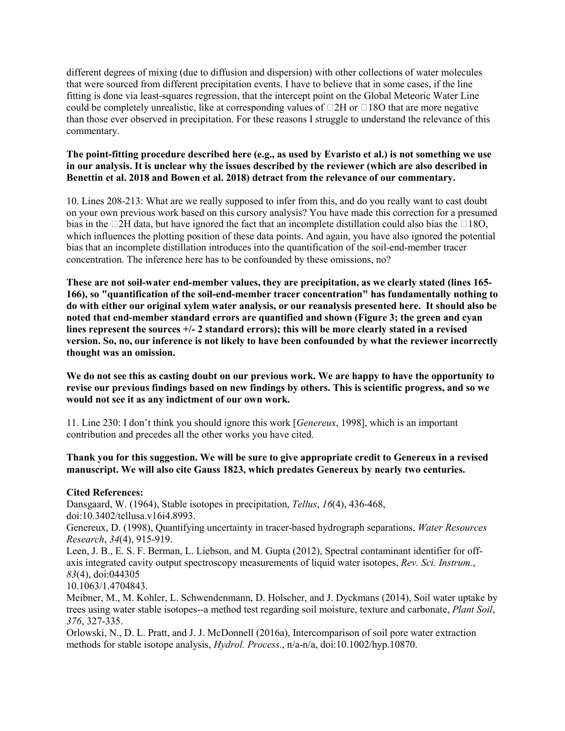different degrees of mixing (due to diffusion and dispersion) with other collections of water molecules that were sourced from different precipitation events. I have to believe that in some cases, if the line fitting is done via least-squares regression, that the intercept point on the Global Meteoric Water Line could be completely unrealistic, like at corresponding values of $\delta$2H or $\delta$18O that are more negative than those ever observed in precipitation. For these reasons I struggle to understand the relevance of this commentary.

**The point-fitting procedure described here (e.g., as used by Evaristo et al.) is not something we use in our analysis. It is unclear why the issues described by the reviewer (which are also described in Benettin et al. 2018 and Bowen et al. 2018) detract from the relevance of our commentary.**

10. Lines 208-213: What are we really supposed to infer from this, and do you really want to cast doubt on your own previous work based on this cursory analysis? You have made this correction for a presumed bias in the $\delta$2H data, but have ignored the fact that an incomplete distillation could also bias the $\delta$18O, which influences the plotting position of these data points. And again, you have also ignored the potential bias that an incomplete distillation introduces into the quantification of the soil-end-member tracer concentration. The inference here has to be confounded by these omissions, no?

**These are not soil-water end-member values, they are precipitation, as we clearly stated (lines 165-166), so "quantification of the soil-end-member tracer concentration" has fundamentally nothing to do with either our original xylem water analysis, or our reanalysis presented here. It should also be noted that end-member standard errors are quantified and shown (Figure 3; the green and cyan lines represent the sources +/- 2 standard errors); this will be more clearly stated in a revised version. So, no, our inference is not likely to have been confounded by what the reviewer incorrectly thought was an omission.**

**We do not see this as casting doubt on our previous work. We are happy to have the opportunity to revise our previous findings based on new findings by others. This is scientific progress, and so we would not see it as any indictment of our own work.**

11. Line 230: I don't think you should ignore this work [*Genereux*, 1998], which is an important contribution and precedes all the other works you have cited.

**Thank you for this suggestion. We will be sure to give appropriate credit to Genereux in a revised manuscript. We will also cite Gauss 1823, which predates Genereux by nearly two centuries.**

**Cited References:**

Dansgaard, W. (1964), Stable isotopes in precipitation, *Tellus*, *16*(4), 436-468, doi:10.3402/tellusa.v16i4.8993.

Genereux, D. (1998), Quantifying uncertainty in tracer-based hydrograph separations, *Water Resources Research*, *34*(4), 915-919.

Leen, J. B., E. S. F. Berman, L. Liebson, and M. Gupta (2012), Spectral contaminant identifier for off-axis integrated cavity output spectroscopy measurements of liquid water isotopes, *Rev. Sci. Instrum.*, *83*(4), doi:044305 10.1063/1.4704843.

Meißner, M., M. Kohler, L. Schwendenmann, D. Holscher, and J. Dyckmans (2014), Soil water uptake by trees using water stable isotopes--a method test regarding soil moisture, texture and carbonate, *Plant Soil*, *376*, 327-335.

Orlowski, N., D. L. Pratt, and J. J. McDonnell (2016a), Intercomparison of soil pore water extraction methods for stable isotope analysis, *Hydrol. Process.*, n/a-n/a, doi:10.1002/hyp.10870.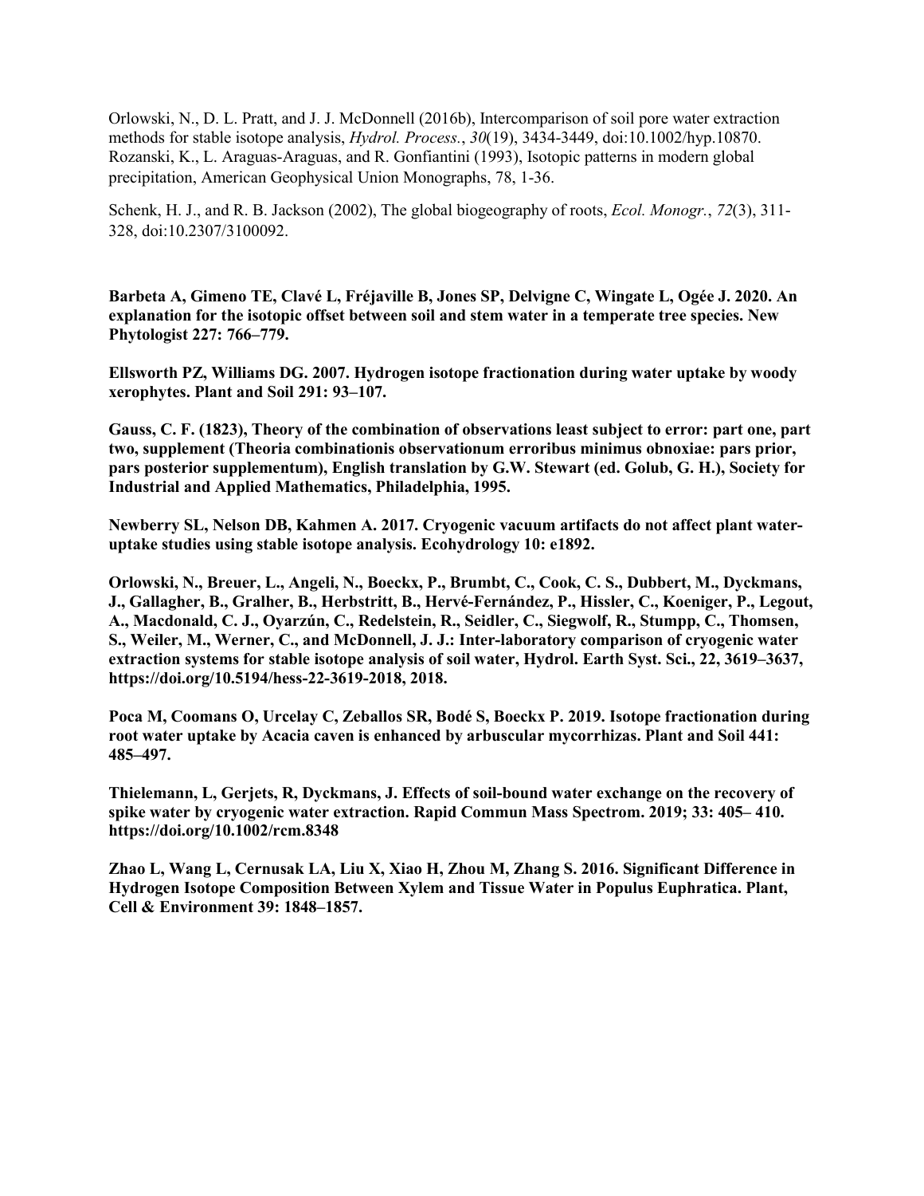Orlowski, N., D. L. Pratt, and J. J. McDonnell (2016b), Intercomparison of soil pore water extraction methods for stable isotope analysis, *Hydrol. Process.*, *30*(19), 3434-3449, doi:10.1002/hyp.10870.
Rozanski, K., L. Araguas-Araguas, and R. Gonfiantini (1993), Isotopic patterns in modern global precipitation, American Geophysical Union Monographs, 78, 1-36.

Schenk, H. J., and R. B. Jackson (2002), The global biogeography of roots, *Ecol. Monogr.*, *72*(3), 311-328, doi:10.2307/3100092.

**Barbeta A, Gimeno TE, Clavé L, Fréjaville B, Jones SP, Delvigne C, Wingate L, Ogée J. 2020. An explanation for the isotopic offset between soil and stem water in a temperate tree species. New Phytologist 227: 766–779.**

**Ellsworth PZ, Williams DG. 2007. Hydrogen isotope fractionation during water uptake by woody xerophytes. Plant and Soil 291: 93–107.**

**Gauss, C. F. (1823), Theory of the combination of observations least subject to error: part one, part two, supplement (Theoria combinationis observationum erroribus minimus obnoxiae: pars prior, pars posterior supplementum), English translation by G.W. Stewart (ed. Golub, G. H.), Society for Industrial and Applied Mathematics, Philadelphia, 1995.**

**Newberry SL, Nelson DB, Kahmen A. 2017. Cryogenic vacuum artifacts do not affect plant water-uptake studies using stable isotope analysis. Ecohydrology 10: e1892.**

**Orlowski, N., Breuer, L., Angeli, N., Boeckx, P., Brumbt, C., Cook, C. S., Dubbert, M., Dyckmans, J., Gallagher, B., Gralher, B., Herbstritt, B., Hervé-Fernández, P., Hissler, C., Koeniger, P., Legout, A., Macdonald, C. J., Oyarzún, C., Redelstein, R., Seidler, C., Siegwolf, R., Stumpp, C., Thomsen, S., Weiler, M., Werner, C., and McDonnell, J. J.: Inter-laboratory comparison of cryogenic water extraction systems for stable isotope analysis of soil water, Hydrol. Earth Syst. Sci., 22, 3619–3637, https://doi.org/10.5194/hess-22-3619-2018, 2018.**

**Poca M, Coomans O, Urcelay C, Zeballos SR, Bodé S, Boeckx P. 2019. Isotope fractionation during root water uptake by Acacia caven is enhanced by arbuscular mycorrhizas. Plant and Soil 441: 485–497.**

**Thielemann, L, Gerjets, R, Dyckmans, J. Effects of soil-bound water exchange on the recovery of spike water by cryogenic water extraction. Rapid Commun Mass Spectrom. 2019; 33: 405– 410. https://doi.org/10.1002/rcm.8348**

**Zhao L, Wang L, Cernusak LA, Liu X, Xiao H, Zhou M, Zhang S. 2016. Significant Difference in Hydrogen Isotope Composition Between Xylem and Tissue Water in Populus Euphratica. Plant, Cell & Environment 39: 1848–1857.**